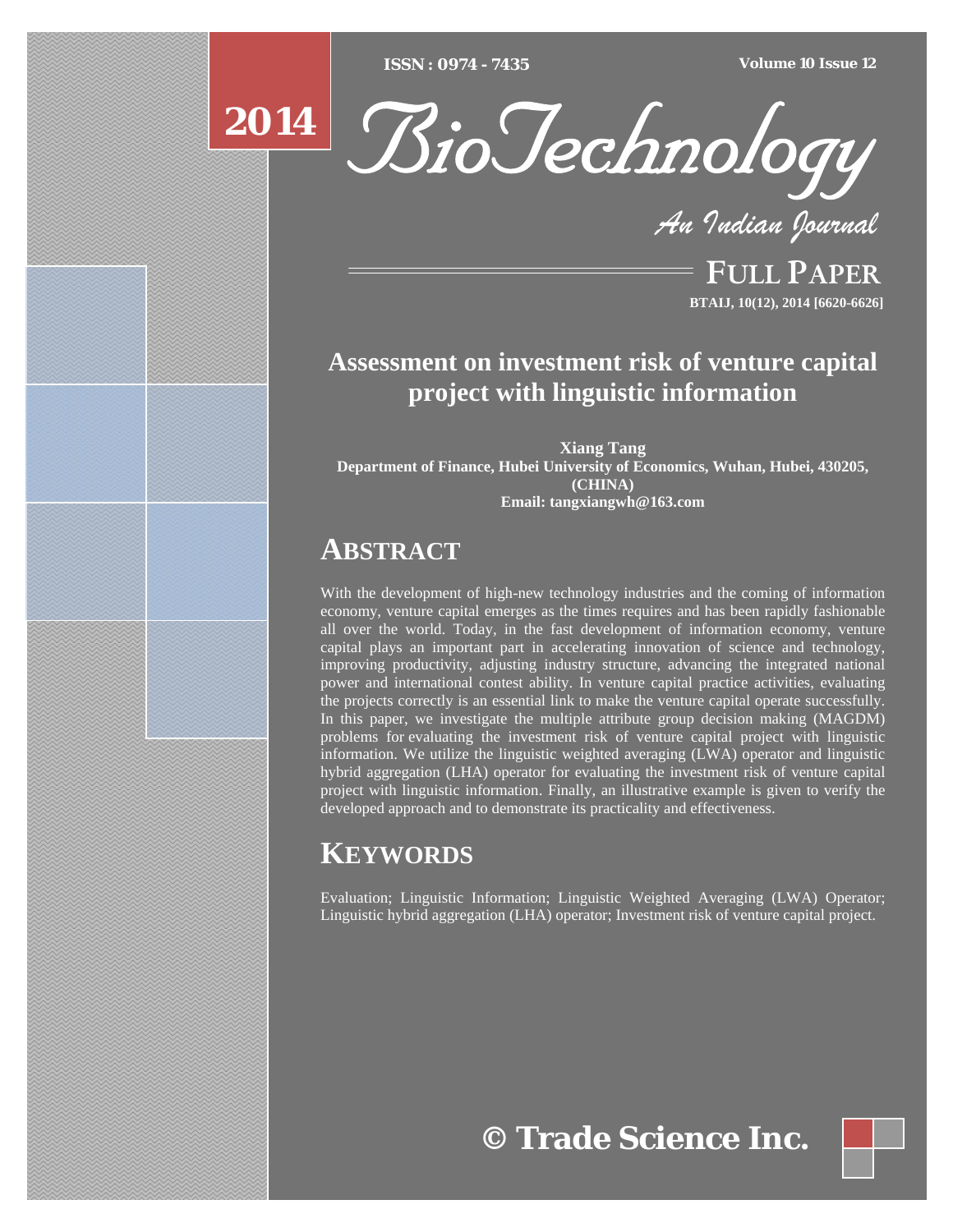# Assessment on investment risk of venture capital project with linguistic information

**Xiang Tang**
**Department of Finance, Hubei University of Economics, Wuhan, Hubei, 430205, (CHINA)**
**Email: tangxiangwh@163.com**

## ABSTRACT

With the development of high-new technology industries and the coming of information economy, venture capital emerges as the times requires and has been rapidly fashionable all over the world. Today, in the fast development of information economy, venture capital plays an important part in accelerating innovation of science and technology, improving productivity, adjusting industry structure, advancing the integrated national power and international contest ability. In venture capital practice activities, evaluating the projects correctly is an essential link to make the venture capital operate successfully. In this paper, we investigate the multiple attribute group decision making (MAGDM) problems for evaluating the investment risk of venture capital project with linguistic information. We utilize the linguistic weighted averaging (LWA) operator and linguistic hybrid aggregation (LHA) operator for evaluating the investment risk of venture capital project with linguistic information. Finally, an illustrative example is given to verify the developed approach and to demonstrate its practicality and effectiveness.

## KEYWORDS

Evaluation; Linguistic Information; Linguistic Weighted Averaging (LWA) Operator; Linguistic hybrid aggregation (LHA) operator; Investment risk of venture capital project.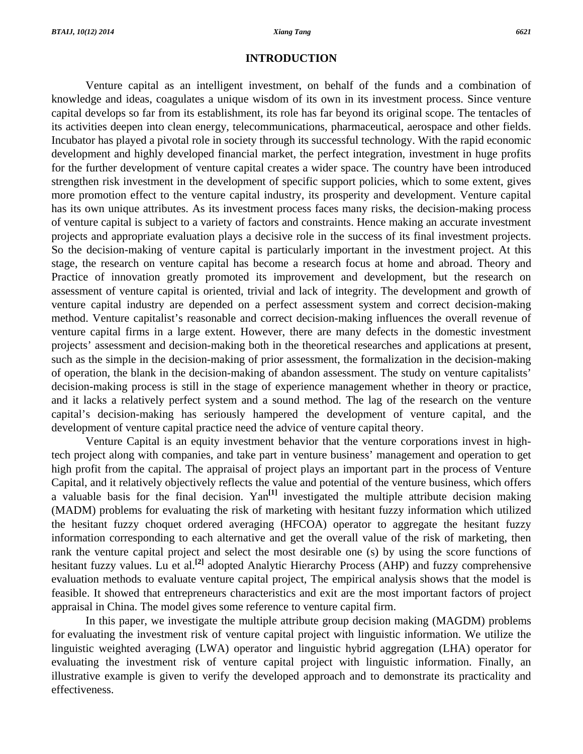## INTRODUCTION

Venture capital as an intelligent investment, on behalf of the funds and a combination of knowledge and ideas, coagulates a unique wisdom of its own in its investment process. Since venture capital develops so far from its establishment, its role has far beyond its original scope. The tentacles of its activities deepen into clean energy, telecommunications, pharmaceutical, aerospace and other fields. Incubator has played a pivotal role in society through its successful technology. With the rapid economic development and highly developed financial market, the perfect integration, investment in huge profits for the further development of venture capital creates a wider space. The country have been introduced strengthen risk investment in the development of specific support policies, which to some extent, gives more promotion effect to the venture capital industry, its prosperity and development. Venture capital has its own unique attributes. As its investment process faces many risks, the decision-making process of venture capital is subject to a variety of factors and constraints. Hence making an accurate investment projects and appropriate evaluation plays a decisive role in the success of its final investment projects. So the decision-making of venture capital is particularly important in the investment project. At this stage, the research on venture capital has become a research focus at home and abroad. Theory and Practice of innovation greatly promoted its improvement and development, but the research on assessment of venture capital is oriented, trivial and lack of integrity. The development and growth of venture capital industry are depended on a perfect assessment system and correct decision-making method. Venture capitalist's reasonable and correct decision-making influences the overall revenue of venture capital firms in a large extent. However, there are many defects in the domestic investment projects' assessment and decision-making both in the theoretical researches and applications at present, such as the simple in the decision-making of prior assessment, the formalization in the decision-making of operation, the blank in the decision-making of abandon assessment. The study on venture capitalists' decision-making process is still in the stage of experience management whether in theory or practice, and it lacks a relatively perfect system and a sound method. The lag of the research on the venture capital's decision-making has seriously hampered the development of venture capital, and the development of venture capital practice need the advice of venture capital theory.

Venture Capital is an equity investment behavior that the venture corporations invest in high-tech project along with companies, and take part in venture business' management and operation to get high profit from the capital. The appraisal of project plays an important part in the process of Venture Capital, and it relatively objectively reflects the value and potential of the venture business, which offers a valuable basis for the final decision. Yan[1] investigated the multiple attribute decision making (MADM) problems for evaluating the risk of marketing with hesitant fuzzy information which utilized the hesitant fuzzy choquet ordered averaging (HFCOA) operator to aggregate the hesitant fuzzy information corresponding to each alternative and get the overall value of the risk of marketing, then rank the venture capital project and select the most desirable one (s) by using the score functions of hesitant fuzzy values. Lu et al.[2] adopted Analytic Hierarchy Process (AHP) and fuzzy comprehensive evaluation methods to evaluate venture capital project, The empirical analysis shows that the model is feasible. It showed that entrepreneurs characteristics and exit are the most important factors of project appraisal in China. The model gives some reference to venture capital firm.

In this paper, we investigate the multiple attribute group decision making (MAGDM) problems for evaluating the investment risk of venture capital project with linguistic information. We utilize the linguistic weighted averaging (LWA) operator and linguistic hybrid aggregation (LHA) operator for evaluating the investment risk of venture capital project with linguistic information. Finally, an illustrative example is given to verify the developed approach and to demonstrate its practicality and effectiveness.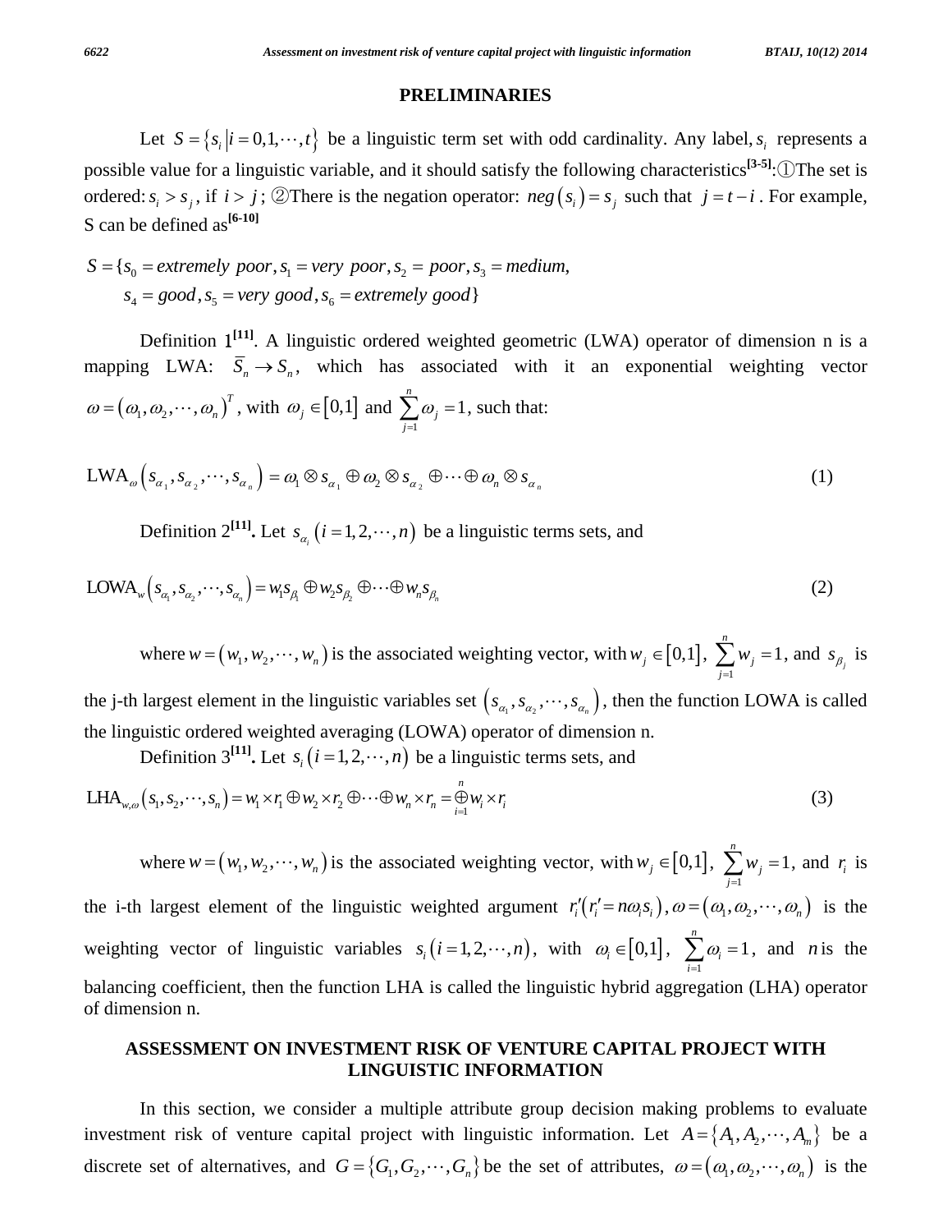## PRELIMINARIES

Let $S = \{s_i \mid i = 0,1,\cdots,t\}$ be a linguistic term set with odd cardinality. Any label, $s_i$ represents a possible value for a linguistic variable, and it should satisfy the following characteristics[3-5]:①The set is ordered: $s_i > s_j$, if $i > j$; ②There is the negation operator: $neg(s_i) = s_j$ such that $j = t - i$. For example, S can be defined as[6-10]

$$
\begin{aligned}
S = \{ & s_0 = extremely\ poor, s_1 = very\ poor, s_2 = poor, s_3 = medium, \\
& s_4 = good, s_5 = very\ good, s_6 = extremely\ good\}
\end{aligned}
$$

Definition 1[11]. A linguistic ordered weighted geometric (LWA) operator of dimension n is a mapping LWA: $\overline{S}_n \rightarrow S_n$, which has associated with it an exponential weighting vector $\omega = (\omega_1, \omega_2, \cdots, \omega_n)^T$, with $\omega_j \in [0,1]$ and $\sum_{j=1}^{n} \omega_j = 1$, such that:

$$
\text{LWA}_{\omega}\left(s_{\alpha_1}, s_{\alpha_2}, \cdots, s_{\alpha_n}\right) = \omega_1 \otimes s_{\alpha_1} \oplus \omega_2 \otimes s_{\alpha_2} \oplus \cdots \oplus \omega_n \otimes s_{\alpha_n} \tag{1}
$$

Definition 2[11]. Let $s_{\alpha_i}\ (i = 1,2,\cdots,n)$ be a linguistic terms sets, and

$$
\text{LOWA}_{w}\left(s_{\alpha_1}, s_{\alpha_2}, \cdots, s_{\alpha_n}\right) = w_1 s_{\beta_1} \oplus w_2 s_{\beta_2} \oplus \cdots \oplus w_n s_{\beta_n} \tag{2}
$$

where $w = (w_1, w_2, \cdots, w_n)$ is the associated weighting vector, with $w_j \in [0,1]$, $\sum_{j=1}^{n} w_j = 1$, and $s_{\beta_j}$ is the j-th largest element in the linguistic variables set $\left(s_{\alpha_1}, s_{\alpha_2}, \cdots, s_{\alpha_n}\right)$, then the function LOWA is called the linguistic ordered weighted averaging (LOWA) operator of dimension n.

Definition 3[11]. Let $s_i\ (i = 1,2,\cdots,n)$ be a linguistic terms sets, and

$$
\text{LHA}_{w,\omega}\left(s_1, s_2, \cdots, s_n\right) = w_1 \times r_1 \oplus w_2 \times r_2 \oplus \cdots \oplus w_n \times r_n = \mathop{\oplus}_{i=1}^{n} w_i \times r_i \tag{3}
$$

where $w = (w_1, w_2, \cdots, w_n)$ is the associated weighting vector, with $w_j \in [0,1]$, $\sum_{j=1}^{n} w_j = 1$, and $r_i$ is the i-th largest element of the linguistic weighted argument $r_i'\left(r_i' = n\omega_i s_i\right)$, $\omega = (\omega_1, \omega_2, \cdots, \omega_n)$ is the weighting vector of linguistic variables $s_i\ (i = 1,2,\cdots,n)$, with $\omega_i \in [0,1]$, $\sum_{i=1}^{n} \omega_i = 1$, and $n$ is the balancing coefficient, then the function LHA is called the linguistic hybrid aggregation (LHA) operator of dimension n.

## ASSESSMENT ON INVESTMENT RISK OF VENTURE CAPITAL PROJECT WITH LINGUISTIC INFORMATION

In this section, we consider a multiple attribute group decision making problems to evaluate investment risk of venture capital project with linguistic information. Let $A = \{A_1, A_2, \cdots, A_m\}$ be a discrete set of alternatives, and $G = \{G_1, G_2, \cdots, G_n\}$ be the set of attributes, $\omega = (\omega_1, \omega_2, \cdots, \omega_n)$ is the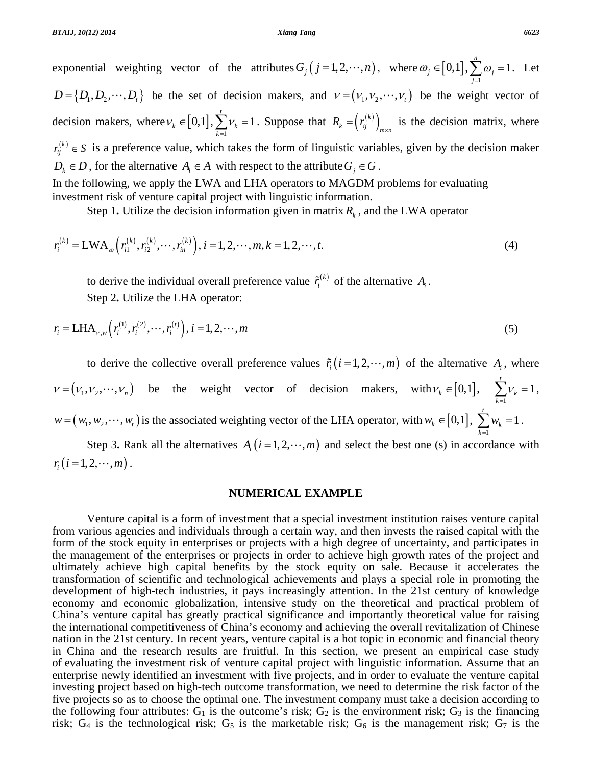exponential weighting vector of the attributes $G_j\left(j=1,2,\cdots,n\right)$, where $\omega_j \in [0,1], \sum_{j=1}^{n}\omega_j = 1$. Let $D=\{D_1, D_2, \cdots, D_t\}$ be the set of decision makers, and $v=(v_1, v_2, \cdots, v_t)$ be the weight vector of decision makers, where $v_k \in [0,1], \sum_{k=1}^{t} v_k = 1$. Suppose that $R_k = \left(r_{ij}^{(k)}\right)_{m\times n}$ is the decision matrix, where $r_{ij}^{(k)} \in S$ is a preference value, which takes the form of linguistic variables, given by the decision maker $D_k \in D$, for the alternative $A_i \in A$ with respect to the attribute $G_j \in G$.

In the following, we apply the LWA and LHA operators to MAGDM problems for evaluating investment risk of venture capital project with linguistic information.

Step 1. Utilize the decision information given in matrix $R_k$, and the LWA operator

$$r_i^{(k)} = \text{LWA}_{\omega}\left(r_{i1}^{(k)}, r_{i2}^{(k)}, \cdots, r_{in}^{(k)}\right), i=1,2,\cdots,m, k=1,2,\cdots,t. \tag{4}$$

to derive the individual overall preference value $\tilde{r}_i^{(k)}$ of the alternative $A_i$.

Step 2. Utilize the LHA operator:

$$r_i = \text{LHA}_{v,w}\left(r_i^{(1)}, r_i^{(2)}, \cdots, r_i^{(t)}\right), i=1,2,\cdots,m \tag{5}$$

to derive the collective overall preference values $\tilde{r}_i\left(i=1,2,\cdots,m\right)$ of the alternative $A_i$, where $v=(v_1, v_2, \cdots, v_n)$ be the weight vector of decision makers, with $v_k \in [0,1]$, $\sum_{k=1}^{t} v_k = 1$, $w=(w_1, w_2, \cdots, w_t)$ is the associated weighting vector of the LHA operator, with $w_k \in [0,1]$, $\sum_{k=1}^{t} w_k = 1$.

Step 3. Rank all the alternatives $A_i\left(i=1,2,\cdots,m\right)$ and select the best one (s) in accordance with $r_i\left(i=1,2,\cdots,m\right)$.

## NUMERICAL EXAMPLE

Venture capital is a form of investment that a special investment institution raises venture capital from various agencies and individuals through a certain way, and then invests the raised capital with the form of the stock equity in enterprises or projects with a high degree of uncertainty, and participates in the management of the enterprises or projects in order to achieve high growth rates of the project and ultimately achieve high capital benefits by the stock equity on sale. Because it accelerates the transformation of scientific and technological achievements and plays a special role in promoting the development of high-tech industries, it pays increasingly attention. In the 21st century of knowledge economy and economic globalization, intensive study on the theoretical and practical problem of China's venture capital has greatly practical significance and importantly theoretical value for raising the international competitiveness of China's economy and achieving the overall revitalization of Chinese nation in the 21st century. In recent years, venture capital is a hot topic in economic and financial theory in China and the research results are fruitful. In this section, we present an empirical case study of evaluating the investment risk of venture capital project with linguistic information. Assume that an enterprise newly identified an investment with five projects, and in order to evaluate the venture capital investing project based on high-tech outcome transformation, we need to determine the risk factor of the five projects so as to choose the optimal one. The investment company must take a decision according to the following four attributes: $G_1$ is the outcome's risk; $G_2$ is the environment risk; $G_3$ is the financing risk; $G_4$ is the technological risk; $G_5$ is the marketable risk; $G_6$ is the management risk; $G_7$ is the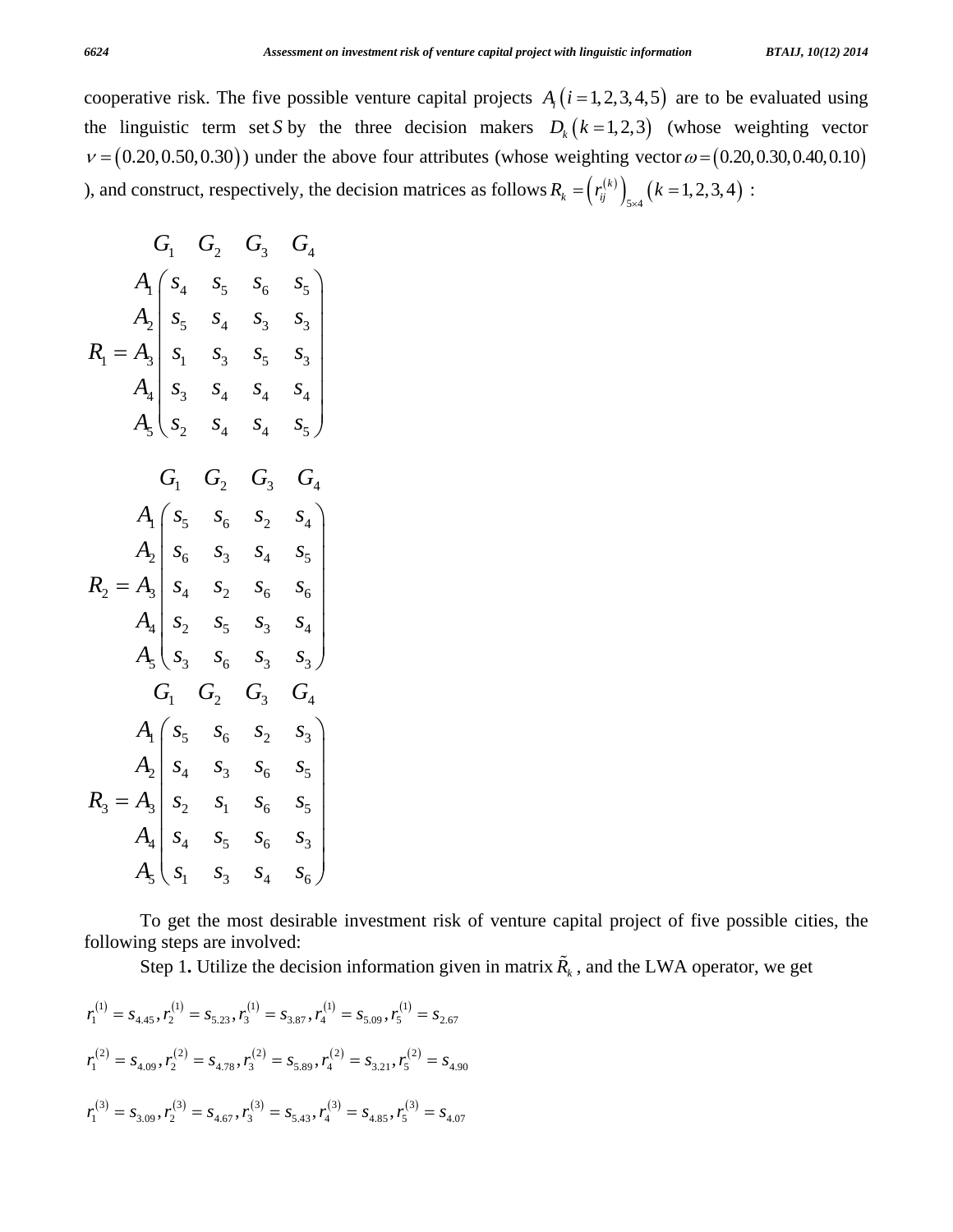cooperative risk. The five possible venture capital projects $A_i\,(i=1,2,3,4,5)$ are to be evaluated using the linguistic term set $S$ by the three decision makers $D_k\,(k=1,2,3)$ (whose weighting vector $\nu=(0.20,0.50,0.30)$) under the above four attributes (whose weighting vector $\omega=(0.20,0.30,0.40,0.10)$), and construct, respectively, the decision matrices as follows $R_k=\left(r_{ij}^{(k)}\right)_{5\times4}\,(k=1,2,3,4)$ :

$$
R_1=\begin{array}{c} \\ A_1\\ A_2\\ A_3\\ A_4\\ A_5\end{array}\begin{array}{c}\begin{array}{cccc} G_1 & G_2 & G_3 & G_4\end{array}\\ \begin{pmatrix} s_4 & s_5 & s_6 & s_5\\ s_5 & s_4 & s_3 & s_3\\ s_1 & s_3 & s_5 & s_3\\ s_3 & s_4 & s_4 & s_4\\ s_2 & s_4 & s_4 & s_5\end{pmatrix}\end{array}
$$

$$
R_2=\begin{array}{c} \\ A_1\\ A_2\\ A_3\\ A_4\\ A_5\end{array}\begin{array}{c}\begin{array}{cccc} G_1 & G_2 & G_3 & G_4\end{array}\\ \begin{pmatrix} s_5 & s_6 & s_2 & s_4\\ s_6 & s_3 & s_4 & s_5\\ s_4 & s_2 & s_6 & s_6\\ s_2 & s_5 & s_3 & s_4\\ s_3 & s_6 & s_3 & s_3\end{pmatrix}\end{array}
$$

$$
R_3=\begin{array}{c} \\ A_1\\ A_2\\ A_3\\ A_4\\ A_5\end{array}\begin{array}{c}\begin{array}{cccc} G_1 & G_2 & G_3 & G_4\end{array}\\ \begin{pmatrix} s_5 & s_6 & s_2 & s_3\\ s_4 & s_3 & s_6 & s_5\\ s_2 & s_1 & s_6 & s_5\\ s_4 & s_5 & s_6 & s_3\\ s_1 & s_3 & s_4 & s_6\end{pmatrix}\end{array}
$$

To get the most desirable investment risk of venture capital project of five possible cities, the following steps are involved:

Step 1**.** Utilize the decision information given in matrix $\tilde{R}_k$, and the LWA operator, we get

$$r_1^{(1)}=s_{4.45},\ r_2^{(1)}=s_{5.23},\ r_3^{(1)}=s_{3.87},\ r_4^{(1)}=s_{5.09},\ r_5^{(1)}=s_{2.67}$$

$$r_1^{(2)}=s_{4.09},\ r_2^{(2)}=s_{4.78},\ r_3^{(2)}=s_{5.89},\ r_4^{(2)}=s_{3.21},\ r_5^{(2)}=s_{4.90}$$

$$r_1^{(3)}=s_{3.09},\ r_2^{(3)}=s_{4.67},\ r_3^{(3)}=s_{5.43},\ r_4^{(3)}=s_{4.85},\ r_5^{(3)}=s_{4.07}$$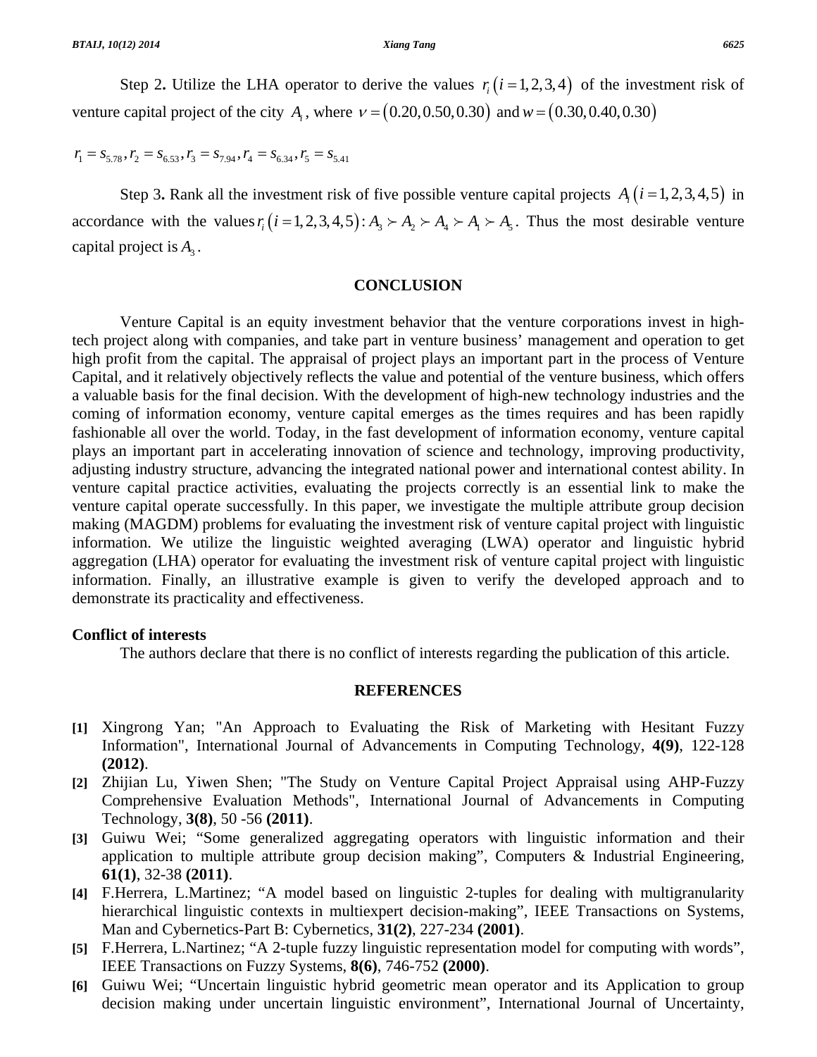Step 2**.** Utilize the LHA operator to derive the values $r_i\ (i=1,2,3,4)$ of the investment risk of venture capital project of the city $A_i$, where $v=(0.20,0.50,0.30)$ and $w=(0.30,0.40,0.30)$

$r_1=s_{5.78}, r_2=s_{6.53}, r_3=s_{7.94}, r_4=s_{6.34}, r_5=s_{5.41}$

Step 3**.** Rank all the investment risk of five possible venture capital projects $A_i\ (i=1,2,3,4,5)$ in accordance with the values $r_i\ (i=1,2,3,4,5)$: $A_3 \succ A_2 \succ A_4 \succ A_1 \succ A_5$. Thus the most desirable venture capital project is $A_3$.

## CONCLUSION

Venture Capital is an equity investment behavior that the venture corporations invest in high-tech project along with companies, and take part in venture business' management and operation to get high profit from the capital. The appraisal of project plays an important part in the process of Venture Capital, and it relatively objectively reflects the value and potential of the venture business, which offers a valuable basis for the final decision. With the development of high-new technology industries and the coming of information economy, venture capital emerges as the times requires and has been rapidly fashionable all over the world. Today, in the fast development of information economy, venture capital plays an important part in accelerating innovation of science and technology, improving productivity, adjusting industry structure, advancing the integrated national power and international contest ability. In venture capital practice activities, evaluating the projects correctly is an essential link to make the venture capital operate successfully. In this paper, we investigate the multiple attribute group decision making (MAGDM) problems for evaluating the investment risk of venture capital project with linguistic information. We utilize the linguistic weighted averaging (LWA) operator and linguistic hybrid aggregation (LHA) operator for evaluating the investment risk of venture capital project with linguistic information. Finally, an illustrative example is given to verify the developed approach and to demonstrate its practicality and effectiveness.

**Conflict of interests**

The authors declare that there is no conflict of interests regarding the publication of this article.

## REFERENCES

**[1]** Xingrong Yan; "An Approach to Evaluating the Risk of Marketing with Hesitant Fuzzy Information", International Journal of Advancements in Computing Technology, **4(9)**, 122-128 **(2012)**.

**[2]** Zhijian Lu, Yiwen Shen; "The Study on Venture Capital Project Appraisal using AHP-Fuzzy Comprehensive Evaluation Methods", International Journal of Advancements in Computing Technology, **3(8)**, 50 -56 **(2011)**.

**[3]** Guiwu Wei; "Some generalized aggregating operators with linguistic information and their application to multiple attribute group decision making", Computers & Industrial Engineering, **61(1)**, 32-38 **(2011)**.

**[4]** F.Herrera, L.Martinez; "A model based on linguistic 2-tuples for dealing with multigranularity hierarchical linguistic contexts in multiexpert decision-making", IEEE Transactions on Systems, Man and Cybernetics-Part B: Cybernetics, **31(2)**, 227-234 **(2001)**.

**[5]** F.Herrera, L.Nartinez; "A 2-tuple fuzzy linguistic representation model for computing with words", IEEE Transactions on Fuzzy Systems, **8(6)**, 746-752 **(2000)**.

**[6]** Guiwu Wei; "Uncertain linguistic hybrid geometric mean operator and its Application to group decision making under uncertain linguistic environment", International Journal of Uncertainty,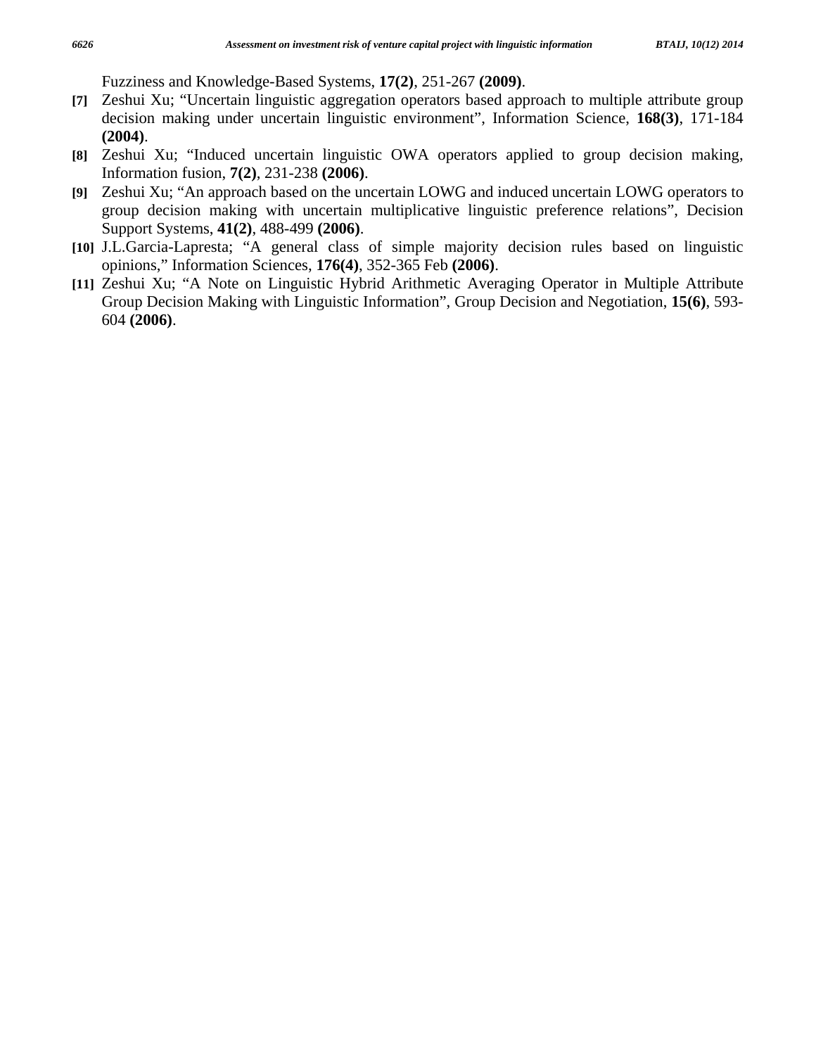Fuzziness and Knowledge-Based Systems, **17(2)**, 251-267 **(2009)**.

**[7]** Zeshui Xu; "Uncertain linguistic aggregation operators based approach to multiple attribute group decision making under uncertain linguistic environment", Information Science, **168(3)**, 171-184 **(2004)**.

**[8]** Zeshui Xu; "Induced uncertain linguistic OWA operators applied to group decision making, Information fusion, **7(2)**, 231-238 **(2006)**.

**[9]** Zeshui Xu; "An approach based on the uncertain LOWG and induced uncertain LOWG operators to group decision making with uncertain multiplicative linguistic preference relations", Decision Support Systems, **41(2)**, 488-499 **(2006)**.

**[10]** J.L.Garcia-Lapresta; "A general class of simple majority decision rules based on linguistic opinions," Information Sciences, **176(4)**, 352-365 Feb **(2006)**.

**[11]** Zeshui Xu; "A Note on Linguistic Hybrid Arithmetic Averaging Operator in Multiple Attribute Group Decision Making with Linguistic Information", Group Decision and Negotiation, **15(6)**, 593-604 **(2006)**.